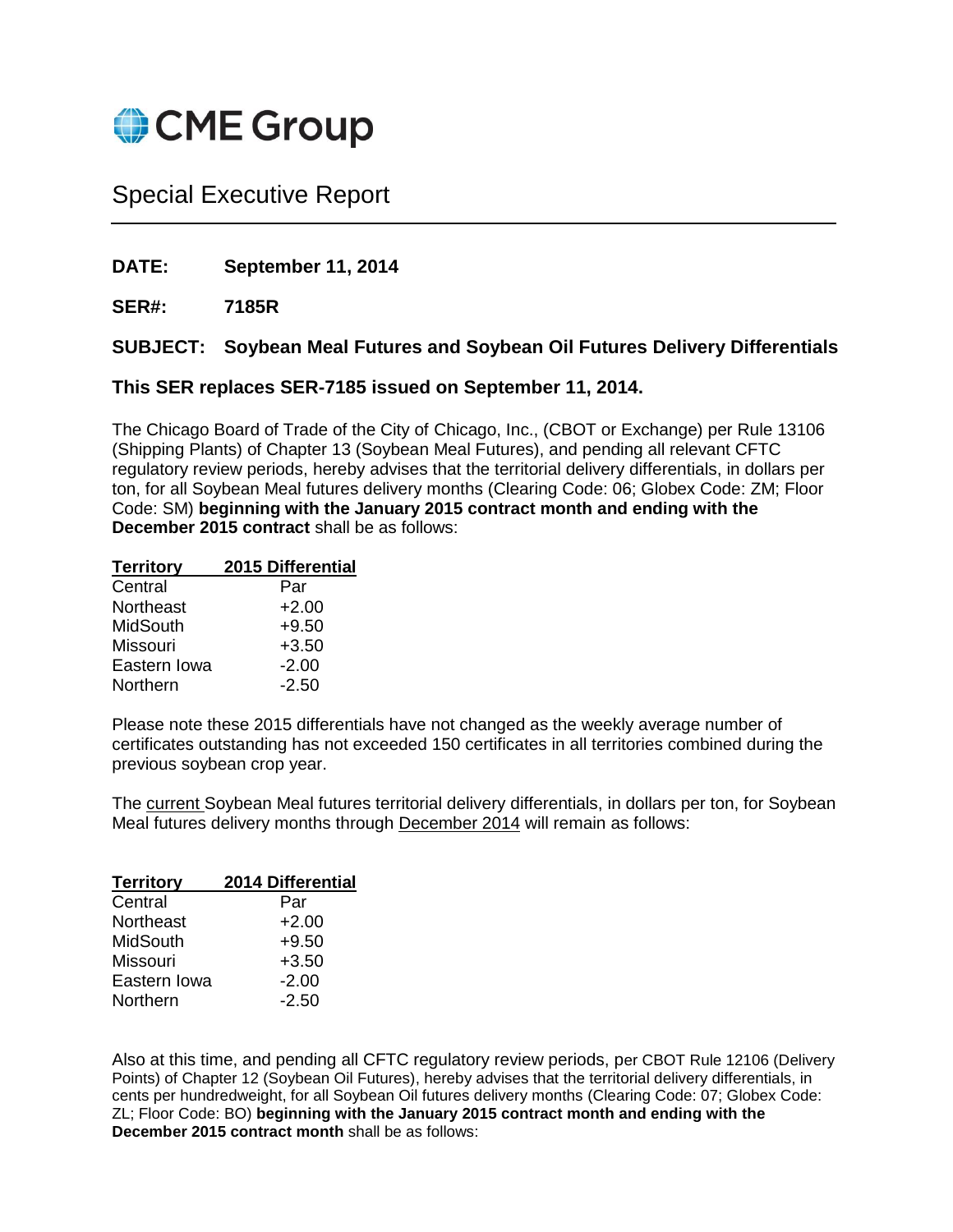CME Group

# Special Executive Report

**DATE:** **September 11, 2014**

**SER#:** **7185R**

**SUBJECT:** **Soybean Meal Futures and Soybean Oil Futures Delivery Differentials**

**This SER replaces SER-7185 issued on September 11, 2014.**

The Chicago Board of Trade of the City of Chicago, Inc., (CBOT or Exchange) per Rule 13106 (Shipping Plants) of Chapter 13 (Soybean Meal Futures), and pending all relevant CFTC regulatory review periods, hereby advises that the territorial delivery differentials, in dollars per ton, for all Soybean Meal futures delivery months (Clearing Code: 06; Globex Code: ZM; Floor Code: SM) **beginning with the January 2015 contract month and ending with the December 2015 contract** shall be as follows:

| Territory | 2015 Differential |
|---|---|
| Central | Par |
| Northeast | +2.00 |
| MidSouth | +9.50 |
| Missouri | +3.50 |
| Eastern Iowa | -2.00 |
| Northern | -2.50 |

Please note these 2015 differentials have not changed as the weekly average number of certificates outstanding has not exceeded 150 certificates in all territories combined during the previous soybean crop year.

The current Soybean Meal futures territorial delivery differentials, in dollars per ton, for Soybean Meal futures delivery months through December 2014 will remain as follows:

| Territory | 2014 Differential |
|---|---|
| Central | Par |
| Northeast | +2.00 |
| MidSouth | +9.50 |
| Missouri | +3.50 |
| Eastern Iowa | -2.00 |
| Northern | -2.50 |

Also at this time, and pending all CFTC regulatory review periods, per CBOT Rule 12106 (Delivery Points) of Chapter 12 (Soybean Oil Futures), hereby advises that the territorial delivery differentials, in cents per hundredweight, for all Soybean Oil futures delivery months (Clearing Code: 07; Globex Code: ZL; Floor Code: BO) **beginning with the January 2015 contract month and ending with the December 2015 contract month** shall be as follows: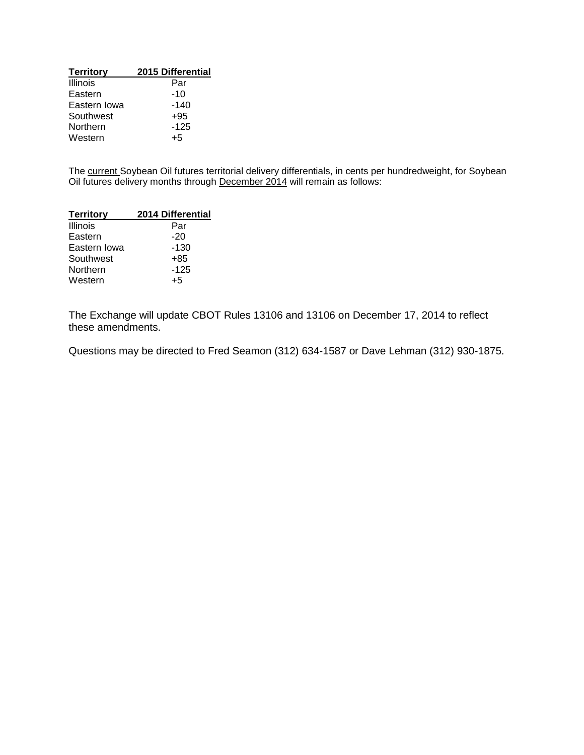| Territory | 2015 Differential |
|---|---|
| Illinois | Par |
| Eastern | -10 |
| Eastern Iowa | -140 |
| Southwest | +95 |
| Northern | -125 |
| Western | +5 |

The current Soybean Oil futures territorial delivery differentials, in cents per hundredweight, for Soybean Oil futures delivery months through December 2014 will remain as follows:

| Territory | 2014 Differential |
|---|---|
| Illinois | Par |
| Eastern | -20 |
| Eastern Iowa | -130 |
| Southwest | +85 |
| Northern | -125 |
| Western | +5 |

The Exchange will update CBOT Rules 13106 and 13106 on December 17, 2014 to reflect these amendments.

Questions may be directed to Fred Seamon (312) 634-1587 or Dave Lehman (312) 930-1875.